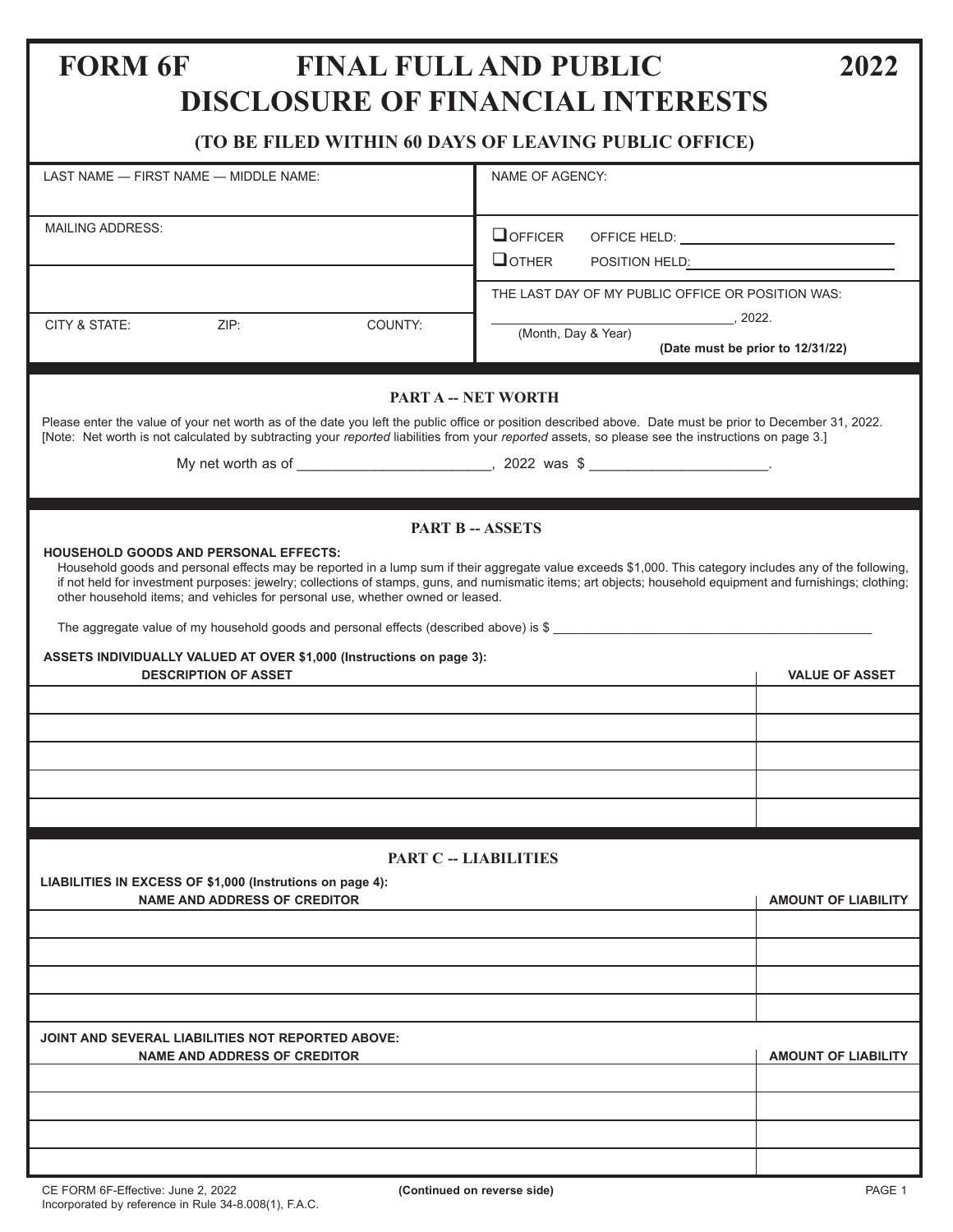# FORM 6F FINAL FULL AND PUBLIC DISCLOSURE OF FINANCIAL INTERESTS 2022

**(TO BE FILED WITHIN 60 DAYS OF LEAVING PUBLIC OFFICE)**

| | |
|---|---|
| LAST NAME — FIRST NAME — MIDDLE NAME: | NAME OF AGENCY: |
| MAILING ADDRESS: | ❑ OFFICER OFFICE HELD: ____________ <br> ❑ OTHER POSITION HELD: ____________ |
| | THE LAST DAY OF MY PUBLIC OFFICE OR POSITION WAS: |
| CITY & STATE: ZIP: COUNTY: | ____________, 2022. (Month, Day & Year) **(Date must be prior to 12/31/22)** |

## PART A -- NET WORTH

Please enter the value of your net worth as of the date you left the public office or position described above. Date must be prior to December 31, 2022. [Note: Net worth is not calculated by subtracting your *reported* liabilities from your *reported* assets, so please see the instructions on page 3.]

My net worth as of ________________________, 2022 was $ ______________________.

## PART B -- ASSETS

**HOUSEHOLD GOODS AND PERSONAL EFFECTS:**

Household goods and personal effects may be reported in a lump sum if their aggregate value exceeds $1,000. This category includes any of the following, if not held for investment purposes: jewelry; collections of stamps, guns, and numismatic items; art objects; household equipment and furnishings; clothing; other household items; and vehicles for personal use, whether owned or leased.

The aggregate value of my household goods and personal effects (described above) is $ ____________________________________________

**ASSETS INDIVIDUALLY VALUED AT OVER $1,000 (Instructions on page 3):**

| DESCRIPTION OF ASSET | VALUE OF ASSET |
|---|---|
| | |
| | |
| | |
| | |
| | |

## PART C -- LIABILITIES

**LIABILITIES IN EXCESS OF $1,000 (Instrutions on page 4):**

| NAME AND ADDRESS OF CREDITOR | AMOUNT OF LIABILITY |
|---|---|
| | |
| | |
| | |
| | |

**JOINT AND SEVERAL LIABILITIES NOT REPORTED ABOVE:**

| NAME AND ADDRESS OF CREDITOR | AMOUNT OF LIABILITY |
|---|---|
| | |
| | |
| | |
| | |

CE FORM 6F-Effective: June 2, 2022
Incorporated by reference in Rule 34-8.008(1), F.A.C.

**(Continued on reverse side)**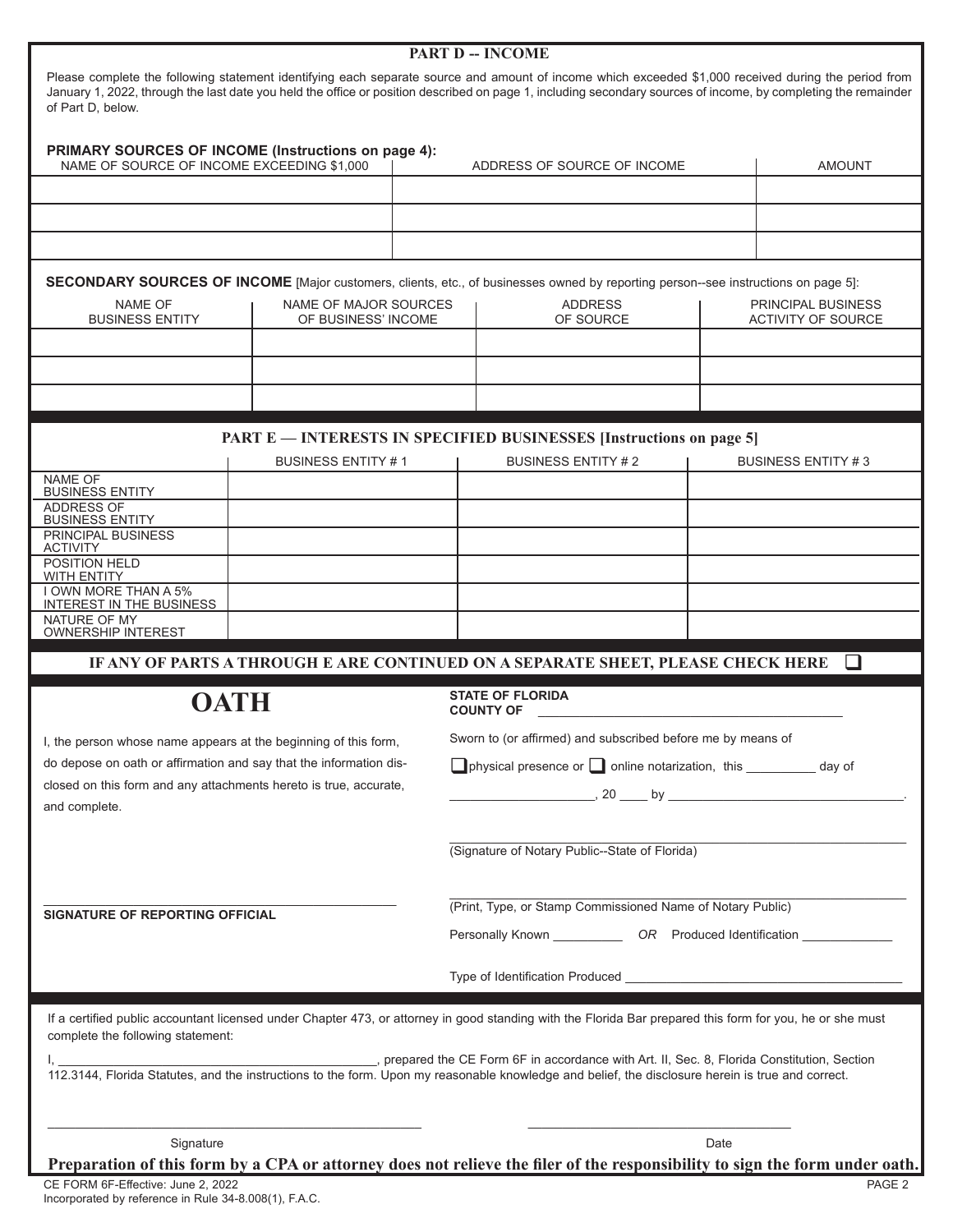## PART D -- INCOME

Please complete the following statement identifying each separate source and amount of income which exceeded $1,000 received during the period from January 1, 2022, through the last date you held the office or position described on page 1, including secondary sources of income, by completing the remainder of Part D, below.

**PRIMARY SOURCES OF INCOME (Instructions on page 4):**

| NAME OF SOURCE OF INCOME EXCEEDING $1,000 | ADDRESS OF SOURCE OF INCOME | AMOUNT |
|---|---|---|
| | | |
| | | |
| | | |

**SECONDARY SOURCES OF INCOME** [Major customers, clients, etc., of businesses owned by reporting person--see instructions on page 5]:

| NAME OF BUSINESS ENTITY | NAME OF MAJOR SOURCES OF BUSINESS' INCOME | ADDRESS OF SOURCE | PRINCIPAL BUSINESS ACTIVITY OF SOURCE |
|---|---|---|---|
| | | | |
| | | | |
| | | | |

## PART E — INTERESTS IN SPECIFIED BUSINESSES [Instructions on page 5]

| | BUSINESS ENTITY # 1 | BUSINESS ENTITY # 2 | BUSINESS ENTITY # 3 |
|---|---|---|---|
| NAME OF BUSINESS ENTITY | | | |
| ADDRESS OF BUSINESS ENTITY | | | |
| PRINCIPAL BUSINESS ACTIVITY | | | |
| POSITION HELD WITH ENTITY | | | |
| I OWN MORE THAN A 5% INTEREST IN THE BUSINESS | | | |
| NATURE OF MY OWNERSHIP INTEREST | | | |

**IF ANY OF PARTS A THROUGH E ARE CONTINUED ON A SEPARATE SHEET, PLEASE CHECK HERE** ☐

## OATH

I, the person whose name appears at the beginning of this form, do depose on oath or affirmation and say that the information disclosed on this form and any attachments hereto is true, accurate, and complete.

\_\_\_\_\_\_\_\_\_\_\_\_\_\_\_\_\_\_\_\_\_\_\_\_\_\_\_\_\_\_\_\_\_\_\_\_\_\_\_\_

**SIGNATURE OF REPORTING OFFICIAL**

**STATE OF FLORIDA**
**COUNTY OF** \_\_\_\_\_\_\_\_\_\_\_\_\_\_\_\_\_\_\_\_\_\_\_\_\_\_\_\_\_\_\_\_\_\_\_\_

Sworn to (or affirmed) and subscribed before me by means of

☐ physical presence or ☐ online notarization, this \_\_\_\_\_\_\_\_\_\_ day of

\_\_\_\_\_\_\_\_\_\_\_\_\_\_\_\_\_\_\_\_, 20 \_\_\_\_ by \_\_\_\_\_\_\_\_\_\_\_\_\_\_\_\_\_\_\_\_\_\_\_\_\_\_\_\_\_\_\_\_\_.

\_\_\_\_\_\_\_\_\_\_\_\_\_\_\_\_\_\_\_\_\_\_\_\_\_\_\_\_\_\_\_\_\_\_\_\_\_\_\_\_

(Signature of Notary Public--State of Florida)

\_\_\_\_\_\_\_\_\_\_\_\_\_\_\_\_\_\_\_\_\_\_\_\_\_\_\_\_\_\_\_\_\_\_\_\_\_\_\_\_

(Print, Type, or Stamp Commissioned Name of Notary Public)

Personally Known \_\_\_\_\_\_\_\_\_\_ *OR* Produced Identification \_\_\_\_\_\_\_\_\_\_\_\_\_

Type of Identification Produced \_\_\_\_\_\_\_\_\_\_\_\_\_\_\_\_\_\_\_\_\_\_\_\_\_\_\_\_\_\_\_\_\_\_\_\_

If a certified public accountant licensed under Chapter 473, or attorney in good standing with the Florida Bar prepared this form for you, he or she must complete the following statement:

I, \_\_\_\_\_\_\_\_\_\_\_\_\_\_\_\_\_\_\_\_\_\_\_\_\_\_\_\_\_\_\_\_\_\_\_\_\_\_\_\_, prepared the CE Form 6F in accordance with Art. II, Sec. 8, Florida Constitution, Section 112.3144, Florida Statutes, and the instructions to the form. Upon my reasonable knowledge and belief, the disclosure herein is true and correct.

\_\_\_\_\_\_\_\_\_\_\_\_\_\_\_\_\_\_\_\_\_\_\_\_\_\_\_\_\_\_\_\_\_\_\_\_\_\_\_\_ \_\_\_\_\_\_\_\_\_\_\_\_\_\_\_\_\_\_\_\_\_\_\_\_\_\_\_\_\_\_\_\_

Signature Date

**Preparation of this form by a CPA or attorney does not relieve the filer of the responsibility to sign the form under oath.**

CE FORM 6F-Effective: June 2, 2022
Incorporated by reference in Rule 34-8.008(1), F.A.C.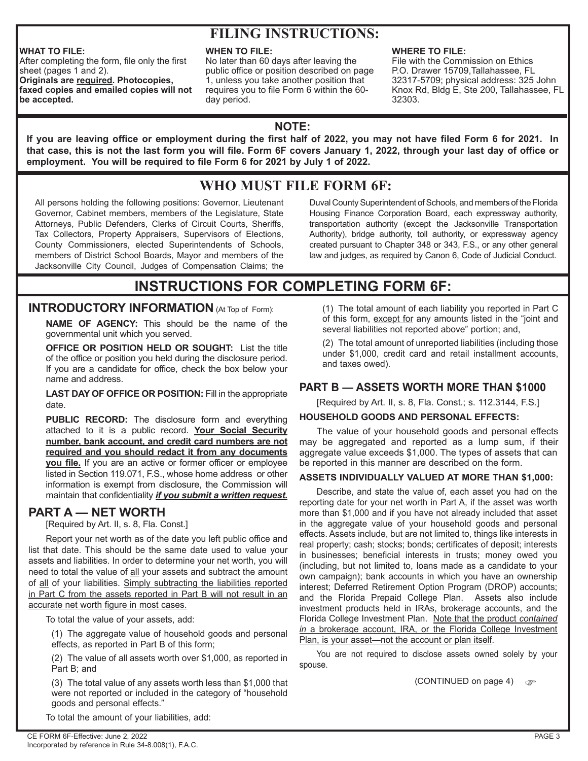# FILING INSTRUCTIONS:

**WHAT TO FILE:**
After completing the form, file only the first sheet (pages 1 and 2).
**Originals are required. Photocopies, faxed copies and emailed copies will not be accepted.**

**WHEN TO FILE:**
No later than 60 days after leaving the public office or position described on page 1, unless you take another position that requires you to file Form 6 within the 60-day period.

**WHERE TO FILE:**
File with the Commission on Ethics P.O. Drawer 15709,Tallahassee, FL 32317-5709; physical address: 325 John Knox Rd, Bldg E, Ste 200, Tallahassee, FL 32303.

## NOTE:

**If you are leaving office or employment during the first half of 2022, you may not have filed Form 6 for 2021. In that case, this is not the last form you will file. Form 6F covers January 1, 2022, through your last day of office or employment. You will be required to file Form 6 for 2021 by July 1 of 2022.**

# WHO MUST FILE FORM 6F:

All persons holding the following positions: Governor, Lieutenant Governor, Cabinet members, members of the Legislature, State Attorneys, Public Defenders, Clerks of Circuit Courts, Sheriffs, Tax Collectors, Property Appraisers, Supervisors of Elections, County Commissioners, elected Superintendents of Schools, members of District School Boards, Mayor and members of the Jacksonville City Council, Judges of Compensation Claims; the Duval County Superintendent of Schools, and members of the Florida Housing Finance Corporation Board, each expressway authority, transportation authority (except the Jacksonville Transportation Authority), bridge authority, toll authority, or expressway agency created pursuant to Chapter 348 or 343, F.S., or any other general law and judges, as required by Canon 6, Code of Judicial Conduct.

# INSTRUCTIONS FOR COMPLETING FORM 6F:

## INTRODUCTORY INFORMATION (At Top of Form):

**NAME OF AGENCY:** This should be the name of the governmental unit which you served.

**OFFICE OR POSITION HELD OR SOUGHT:** List the title of the office or position you held during the disclosure period. If you are a candidate for office, check the box below your name and address.

**LAST DAY OF OFFICE OR POSITION:** Fill in the appropriate date.

**PUBLIC RECORD:** The disclosure form and everything attached to it is a public record. **Your Social Security number, bank account, and credit card numbers are not required and you should redact it from any documents you file.** If you are an active or former officer or employee listed in Section 119.071, F.S., whose home address or other information is exempt from disclosure, the Commission will maintain that confidentiality ***if you submit a written request.***

## PART A — NET WORTH

[Required by Art. II, s. 8, Fla. Const.]

Report your net worth as of the date you left public office and list that date. This should be the same date used to value your assets and liabilities. In order to determine your net worth, you will need to total the value of all your assets and subtract the amount of all of your liabilities. Simply subtracting the liabilities reported in Part C from the assets reported in Part B will not result in an accurate net worth figure in most cases.

To total the value of your assets, add:

(1) The aggregate value of household goods and personal effects, as reported in Part B of this form;

(2) The value of all assets worth over $1,000, as reported in Part B; and

(3) The total value of any assets worth less than $1,000 that were not reported or included in the category of "household goods and personal effects."

To total the amount of your liabilities, add:

(1) The total amount of each liability you reported in Part C of this form, except for any amounts listed in the "joint and several liabilities not reported above" portion; and,

(2) The total amount of unreported liabilities (including those under $1,000, credit card and retail installment accounts, and taxes owed).

## PART B — ASSETS WORTH MORE THAN $1000

[Required by Art. II, s. 8, Fla. Const.; s. 112.3144, F.S.]

### HOUSEHOLD GOODS AND PERSONAL EFFECTS:

The value of your household goods and personal effects may be aggregated and reported as a lump sum, if their aggregate value exceeds $1,000. The types of assets that can be reported in this manner are described on the form.

### ASSETS INDIVIDUALLY VALUED AT MORE THAN $1,000:

Describe, and state the value of, each asset you had on the reporting date for your net worth in Part A, if the asset was worth more than $1,000 and if you have not already included that asset in the aggregate value of your household goods and personal effects. Assets include, but are not limited to, things like interests in real property; cash; stocks; bonds; certificates of deposit; interests in businesses; beneficial interests in trusts; money owed you (including, but not limited to, loans made as a candidate to your own campaign); bank accounts in which you have an ownership interest; Deferred Retirement Option Program (DROP) accounts; and the Florida Prepaid College Plan. Assets also include investment products held in IRAs, brokerage accounts, and the Florida College Investment Plan. Note that the product *contained in* a brokerage account, IRA, or the Florida College Investment Plan, is your asset—not the account or plan itself.

You are not required to disclose assets owned solely by your spouse.

(CONTINUED on page 4)

CE FORM 6F-Effective: June 2, 2022
Incorporated by reference in Rule 34-8.008(1), F.A.C.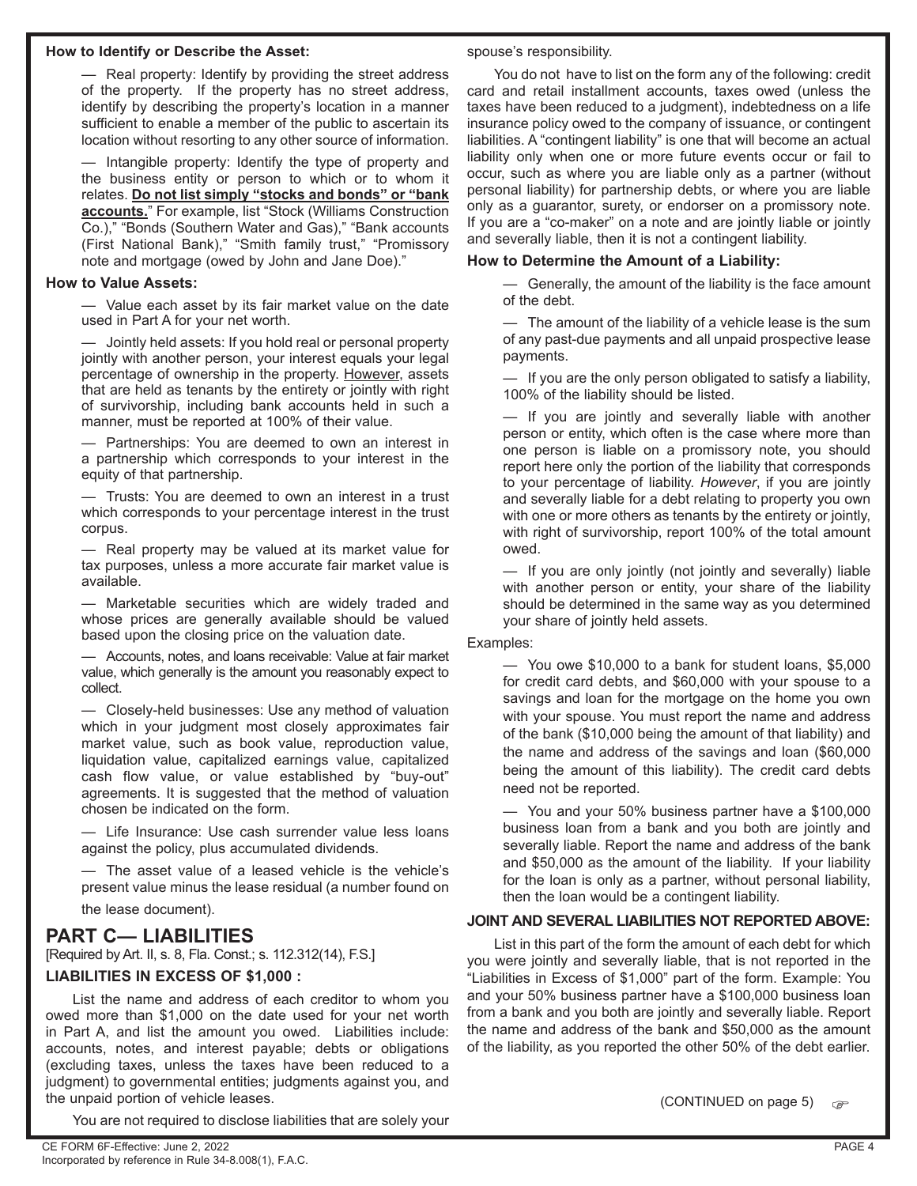**How to Identify or Describe the Asset:**

— Real property: Identify by providing the street address of the property. If the property has no street address, identify by describing the property's location in a manner sufficient to enable a member of the public to ascertain its location without resorting to any other source of information.

— Intangible property: Identify the type of property and the business entity or person to which or to whom it relates. **Do not list simply "stocks and bonds" or "bank accounts."** For example, list "Stock (Williams Construction Co.)," "Bonds (Southern Water and Gas)," "Bank accounts (First National Bank)," "Smith family trust," "Promissory note and mortgage (owed by John and Jane Doe)."

**How to Value Assets:**

— Value each asset by its fair market value on the date used in Part A for your net worth.

— Jointly held assets: If you hold real or personal property jointly with another person, your interest equals your legal percentage of ownership in the property. However, assets that are held as tenants by the entirety or jointly with right of survivorship, including bank accounts held in such a manner, must be reported at 100% of their value.

— Partnerships: You are deemed to own an interest in a partnership which corresponds to your interest in the equity of that partnership.

— Trusts: You are deemed to own an interest in a trust which corresponds to your percentage interest in the trust corpus.

— Real property may be valued at its market value for tax purposes, unless a more accurate fair market value is available.

— Marketable securities which are widely traded and whose prices are generally available should be valued based upon the closing price on the valuation date.

— Accounts, notes, and loans receivable: Value at fair market value, which generally is the amount you reasonably expect to collect.

— Closely-held businesses: Use any method of valuation which in your judgment most closely approximates fair market value, such as book value, reproduction value, liquidation value, capitalized earnings value, capitalized cash flow value, or value established by "buy-out" agreements. It is suggested that the method of valuation chosen be indicated on the form.

— Life Insurance: Use cash surrender value less loans against the policy, plus accumulated dividends.

— The asset value of a leased vehicle is the vehicle's present value minus the lease residual (a number found on the lease document).

## PART C— LIABILITIES

[Required by Art. II, s. 8, Fla. Const.; s. 112.312(14), F.S.]

**LIABILITIES IN EXCESS OF $1,000 :**

List the name and address of each creditor to whom you owed more than $1,000 on the date used for your net worth in Part A, and list the amount you owed. Liabilities include: accounts, notes, and interest payable; debts or obligations (excluding taxes, unless the taxes have been reduced to a judgment) to governmental entities; judgments against you, and the unpaid portion of vehicle leases.

You are not required to disclose liabilities that are solely your spouse's responsibility.

You do not have to list on the form any of the following: credit card and retail installment accounts, taxes owed (unless the taxes have been reduced to a judgment), indebtedness on a life insurance policy owed to the company of issuance, or contingent liabilities. A "contingent liability" is one that will become an actual liability only when one or more future events occur or fail to occur, such as where you are liable only as a partner (without personal liability) for partnership debts, or where you are liable only as a guarantor, surety, or endorser on a promissory note. If you are a "co-maker" on a note and are jointly liable or jointly and severally liable, then it is not a contingent liability.

**How to Determine the Amount of a Liability:**

— Generally, the amount of the liability is the face amount of the debt.

— The amount of the liability of a vehicle lease is the sum of any past-due payments and all unpaid prospective lease payments.

— If you are the only person obligated to satisfy a liability, 100% of the liability should be listed.

— If you are jointly and severally liable with another person or entity, which often is the case where more than one person is liable on a promissory note, you should report here only the portion of the liability that corresponds to your percentage of liability. *However*, if you are jointly and severally liable for a debt relating to property you own with one or more others as tenants by the entirety or jointly, with right of survivorship, report 100% of the total amount owed.

— If you are only jointly (not jointly and severally) liable with another person or entity, your share of the liability should be determined in the same way as you determined your share of jointly held assets.

Examples:

— You owe $10,000 to a bank for student loans, $5,000 for credit card debts, and $60,000 with your spouse to a savings and loan for the mortgage on the home you own with your spouse. You must report the name and address of the bank ($10,000 being the amount of that liability) and the name and address of the savings and loan ($60,000 being the amount of this liability). The credit card debts need not be reported.

— You and your 50% business partner have a $100,000 business loan from a bank and you both are jointly and severally liable. Report the name and address of the bank and $50,000 as the amount of the liability. If your liability for the loan is only as a partner, without personal liability, then the loan would be a contingent liability.

**JOINT AND SEVERAL LIABILITIES NOT REPORTED ABOVE:**

List in this part of the form the amount of each debt for which you were jointly and severally liable, that is not reported in the "Liabilities in Excess of $1,000" part of the form. Example: You and your 50% business partner have a $100,000 business loan from a bank and you both are jointly and severally liable. Report the name and address of the bank and $50,000 as the amount of the liability, as you reported the other 50% of the debt earlier.

(CONTINUED on page 5) ☞

CE FORM 6F-Effective: June 2, 2022
Incorporated by reference in Rule 34-8.008(1), F.A.C.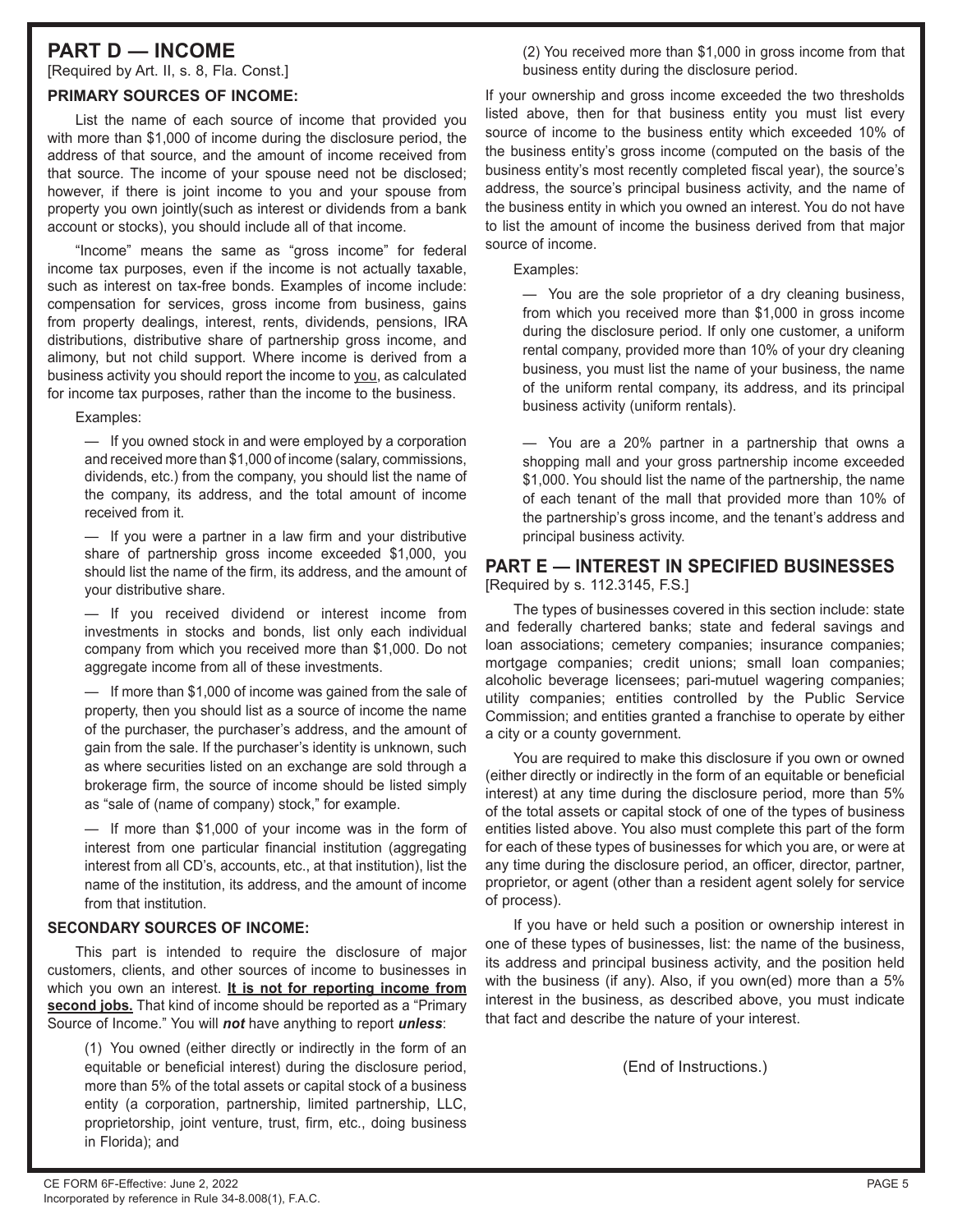## PART D — INCOME

[Required by Art. II, s. 8, Fla. Const.]

### PRIMARY SOURCES OF INCOME:

List the name of each source of income that provided you with more than $1,000 of income during the disclosure period, the address of that source, and the amount of income received from that source. The income of your spouse need not be disclosed; however, if there is joint income to you and your spouse from property you own jointly(such as interest or dividends from a bank account or stocks), you should include all of that income.

"Income" means the same as "gross income" for federal income tax purposes, even if the income is not actually taxable, such as interest on tax-free bonds. Examples of income include: compensation for services, gross income from business, gains from property dealings, interest, rents, dividends, pensions, IRA distributions, distributive share of partnership gross income, and alimony, but not child support. Where income is derived from a business activity you should report the income to <u>you</u>, as calculated for income tax purposes, rather than the income to the business.

Examples:

— If you owned stock in and were employed by a corporation and received more than $1,000 of income (salary, commissions, dividends, etc.) from the company, you should list the name of the company, its address, and the total amount of income received from it.

— If you were a partner in a law firm and your distributive share of partnership gross income exceeded $1,000, you should list the name of the firm, its address, and the amount of your distributive share.

— If you received dividend or interest income from investments in stocks and bonds, list only each individual company from which you received more than $1,000. Do not aggregate income from all of these investments.

— If more than $1,000 of income was gained from the sale of property, then you should list as a source of income the name of the purchaser, the purchaser's address, and the amount of gain from the sale. If the purchaser's identity is unknown, such as where securities listed on an exchange are sold through a brokerage firm, the source of income should be listed simply as "sale of (name of company) stock," for example.

— If more than $1,000 of your income was in the form of interest from one particular financial institution (aggregating interest from all CD's, accounts, etc., at that institution), list the name of the institution, its address, and the amount of income from that institution.

### SECONDARY SOURCES OF INCOME:

This part is intended to require the disclosure of major customers, clients, and other sources of income to businesses in which you own an interest. **<u>It is not for reporting income from second jobs.</u>** That kind of income should be reported as a "Primary Source of Income." You will ***not*** have anything to report ***unless***:

(1) You owned (either directly or indirectly in the form of an equitable or beneficial interest) during the disclosure period, more than 5% of the total assets or capital stock of a business entity (a corporation, partnership, limited partnership, LLC, proprietorship, joint venture, trust, firm, etc., doing business in Florida); and

(2) You received more than $1,000 in gross income from that business entity during the disclosure period.

If your ownership and gross income exceeded the two thresholds listed above, then for that business entity you must list every source of income to the business entity which exceeded 10% of the business entity's gross income (computed on the basis of the business entity's most recently completed fiscal year), the source's address, the source's principal business activity, and the name of the business entity in which you owned an interest. You do not have to list the amount of income the business derived from that major source of income.

Examples:

— You are the sole proprietor of a dry cleaning business, from which you received more than $1,000 in gross income during the disclosure period. If only one customer, a uniform rental company, provided more than 10% of your dry cleaning business, you must list the name of your business, the name of the uniform rental company, its address, and its principal business activity (uniform rentals).

— You are a 20% partner in a partnership that owns a shopping mall and your gross partnership income exceeded $1,000. You should list the name of the partnership, the name of each tenant of the mall that provided more than 10% of the partnership's gross income, and the tenant's address and principal business activity.

## PART E — INTEREST IN SPECIFIED BUSINESSES

[Required by s. 112.3145, F.S.]

The types of businesses covered in this section include: state and federally chartered banks; state and federal savings and loan associations; cemetery companies; insurance companies; mortgage companies; credit unions; small loan companies; alcoholic beverage licensees; pari-mutuel wagering companies; utility companies; entities controlled by the Public Service Commission; and entities granted a franchise to operate by either a city or a county government.

You are required to make this disclosure if you own or owned (either directly or indirectly in the form of an equitable or beneficial interest) at any time during the disclosure period, more than 5% of the total assets or capital stock of one of the types of business entities listed above. You also must complete this part of the form for each of these types of businesses for which you are, or were at any time during the disclosure period, an officer, director, partner, proprietor, or agent (other than a resident agent solely for service of process).

If you have or held such a position or ownership interest in one of these types of businesses, list: the name of the business, its address and principal business activity, and the position held with the business (if any). Also, if you own(ed) more than a 5% interest in the business, as described above, you must indicate that fact and describe the nature of your interest.

(End of Instructions.)

CE FORM 6F-Effective: June 2, 2022
Incorporated by reference in Rule 34-8.008(1), F.A.C.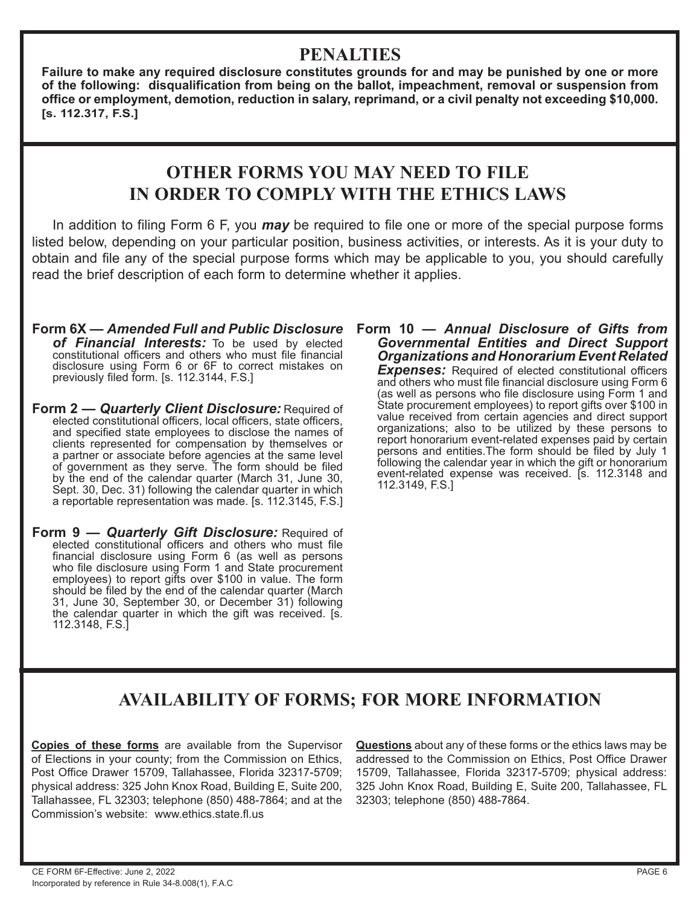## PENALTIES

**Failure to make any required disclosure constitutes grounds for and may be punished by one or more of the following: disqualification from being on the ballot, impeachment, removal or suspension from office or employment, demotion, reduction in salary, reprimand, or a civil penalty not exceeding $10,000. [s. 112.317, F.S.]**

## OTHER FORMS YOU MAY NEED TO FILE IN ORDER TO COMPLY WITH THE ETHICS LAWS

In addition to filing Form 6 F, you ***may*** be required to file one or more of the special purpose forms listed below, depending on your particular position, business activities, or interests. As it is your duty to obtain and file any of the special purpose forms which may be applicable to you, you should carefully read the brief description of each form to determine whether it applies.

**Form 6X — *Amended Full and Public Disclosure of Financial Interests:*** To be used by elected constitutional officers and others who must file financial disclosure using Form 6 or 6F to correct mistakes on previously filed form. [s. 112.3144, F.S.]

**Form 2 — *Quarterly Client Disclosure:*** Required of elected constitutional officers, local officers, state officers, and specified state employees to disclose the names of clients represented for compensation by themselves or a partner or associate before agencies at the same level of government as they serve. The form should be filed by the end of the calendar quarter (March 31, June 30, Sept. 30, Dec. 31) following the calendar quarter in which a reportable representation was made. [s. 112.3145, F.S.]

**Form 9 — *Quarterly Gift Disclosure:*** Required of elected constitutional officers and others who must file financial disclosure using Form 6 (as well as persons who file disclosure using Form 1 and State procurement employees) to report gifts over $100 in value. The form should be filed by the end of the calendar quarter (March 31, June 30, September 30, or December 31) following the calendar quarter in which the gift was received. [s. 112.3148, F.S.]

**Form 10 — *Annual Disclosure of Gifts from Governmental Entities and Direct Support Organizations and Honorarium Event Related Expenses:*** Required of elected constitutional officers and others who must file financial disclosure using Form 6 (as well as persons who file disclosure using Form 1 and State procurement employees) to report gifts over $100 in value received from certain agencies and direct support organizations; also to be utilized by these persons to report honorarium event-related expenses paid by certain persons and entities.The form should be filed by July 1 following the calendar year in which the gift or honorarium event-related expense was received. [s. 112.3148 and 112.3149, F.S.]

## AVAILABILITY OF FORMS; FOR MORE INFORMATION

<u>**Copies of these forms**</u> are available from the Supervisor of Elections in your county; from the Commission on Ethics, Post Office Drawer 15709, Tallahassee, Florida 32317-5709; physical address: 325 John Knox Road, Building E, Suite 200, Tallahassee, FL 32303; telephone (850) 488-7864; and at the Commission's website: www.ethics.state.fl.us

<u>**Questions**</u> about any of these forms or the ethics laws may be addressed to the Commission on Ethics, Post Office Drawer 15709, Tallahassee, Florida 32317-5709; physical address: 325 John Knox Road, Building E, Suite 200, Tallahassee, FL 32303; telephone (850) 488-7864.

CE FORM 6F-Effective: June 2, 2022
Incorporated by reference in Rule 34-8.008(1), F.A.C